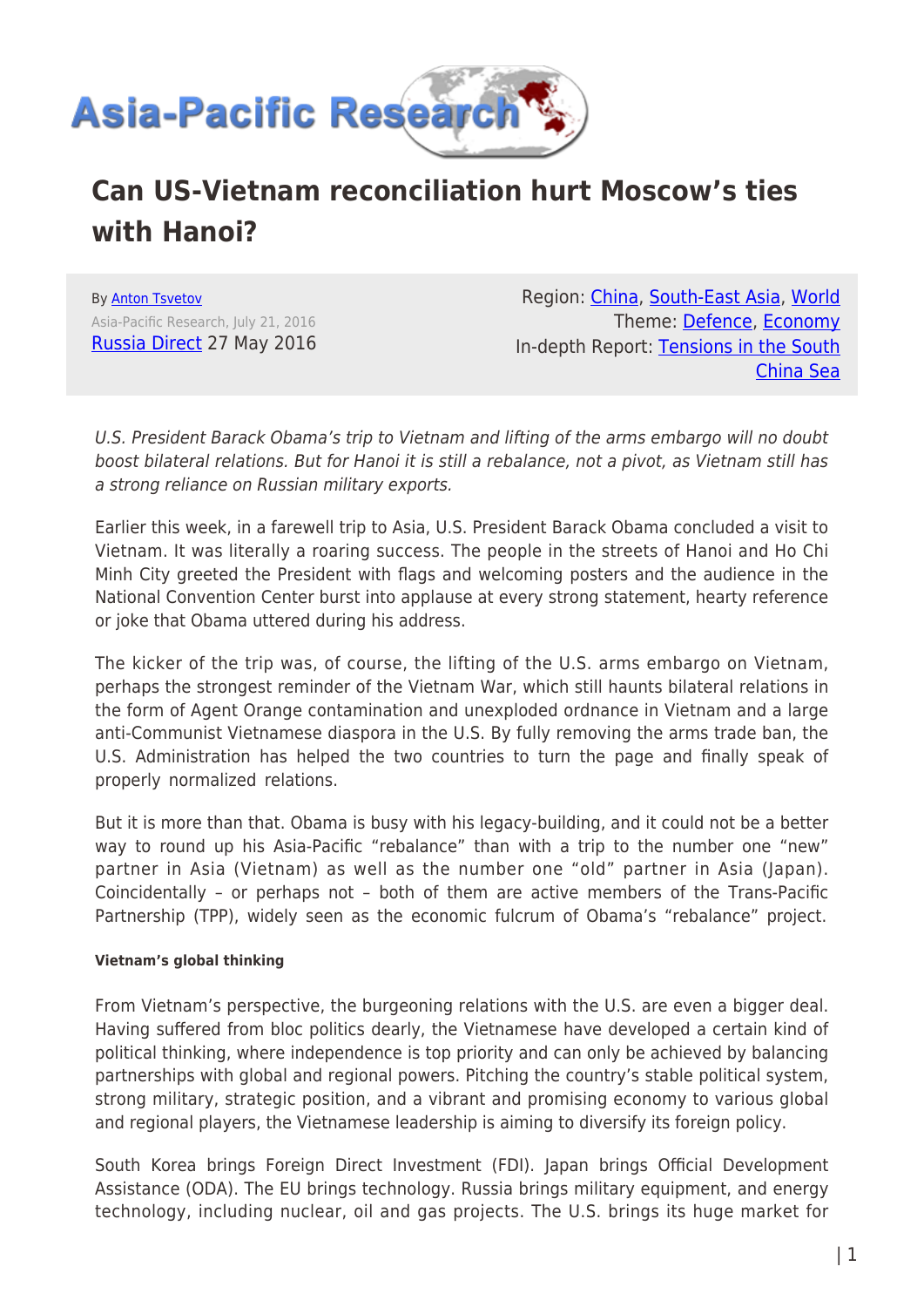# Can US-Vietnam reconciliation hurt Moscow's ties with Hanoi?

By Anton Tsvetov
Asia-Pacific Research, July 21, 2016
Russia Direct 27 May 2016

Region: China, South-East Asia, World
Theme: Defence, Economy
In-depth Report: Tensions in the South China Sea

*U.S. President Barack Obama's trip to Vietnam and lifting of the arms embargo will no doubt boost bilateral relations. But for Hanoi it is still a rebalance, not a pivot, as Vietnam still has a strong reliance on Russian military exports.*

Earlier this week, in a farewell trip to Asia, U.S. President Barack Obama concluded a visit to Vietnam. It was literally a roaring success. The people in the streets of Hanoi and Ho Chi Minh City greeted the President with flags and welcoming posters and the audience in the National Convention Center burst into applause at every strong statement, hearty reference or joke that Obama uttered during his address.

The kicker of the trip was, of course, the lifting of the U.S. arms embargo on Vietnam, perhaps the strongest reminder of the Vietnam War, which still haunts bilateral relations in the form of Agent Orange contamination and unexploded ordnance in Vietnam and a large anti-Communist Vietnamese diaspora in the U.S. By fully removing the arms trade ban, the U.S. Administration has helped the two countries to turn the page and finally speak of properly normalized relations.

But it is more than that. Obama is busy with his legacy-building, and it could not be a better way to round up his Asia-Pacific "rebalance" than with a trip to the number one "new" partner in Asia (Vietnam) as well as the number one "old" partner in Asia (Japan). Coincidentally – or perhaps not – both of them are active members of the Trans-Pacific Partnership (TPP), widely seen as the economic fulcrum of Obama's "rebalance" project.

##### Vietnam's global thinking

From Vietnam's perspective, the burgeoning relations with the U.S. are even a bigger deal. Having suffered from bloc politics dearly, the Vietnamese have developed a certain kind of political thinking, where independence is top priority and can only be achieved by balancing partnerships with global and regional powers. Pitching the country's stable political system, strong military, strategic position, and a vibrant and promising economy to various global and regional players, the Vietnamese leadership is aiming to diversify its foreign policy.

South Korea brings Foreign Direct Investment (FDI). Japan brings Official Development Assistance (ODA). The EU brings technology. Russia brings military equipment, and energy technology, including nuclear, oil and gas projects. The U.S. brings its huge market for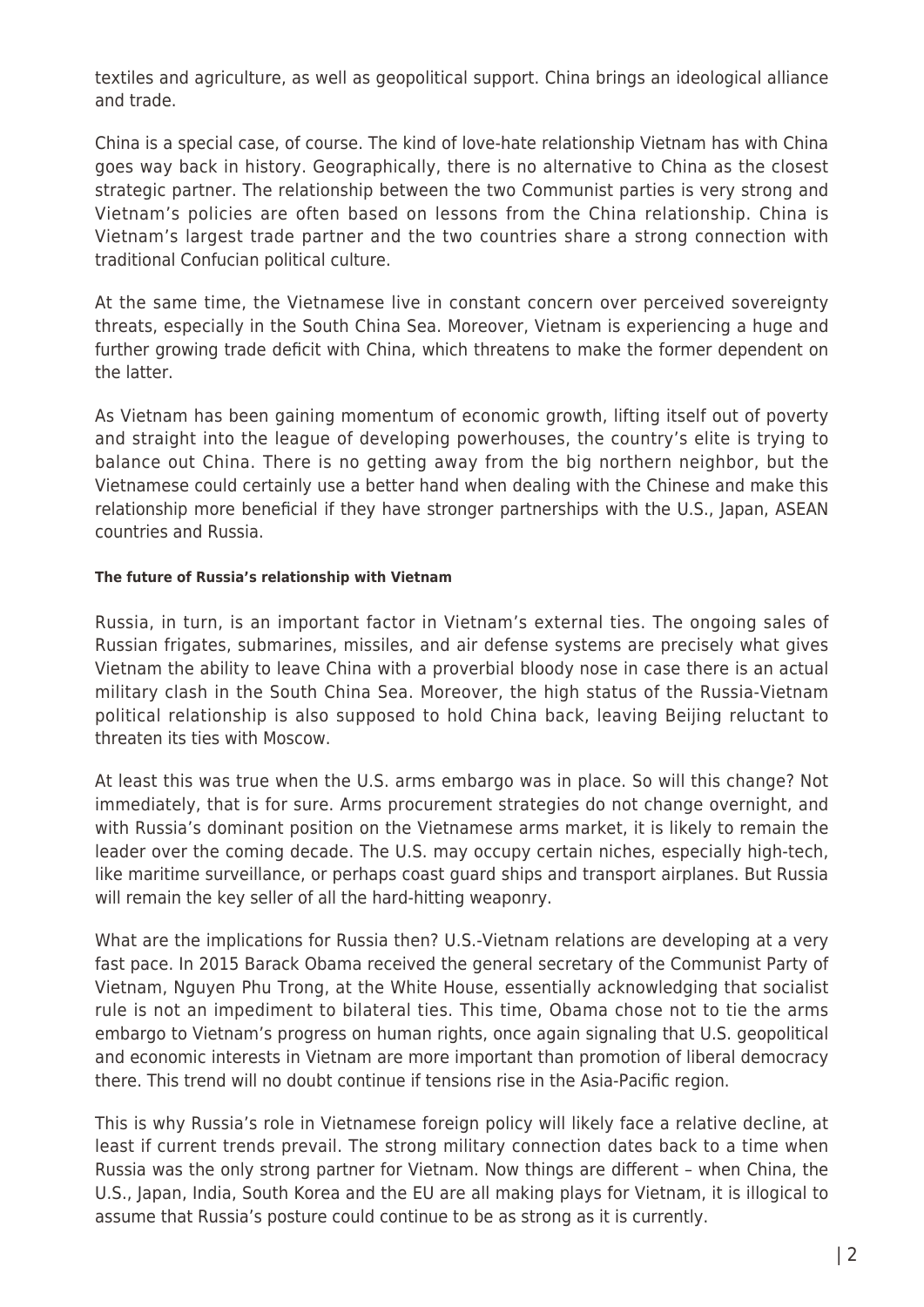textiles and agriculture, as well as geopolitical support. China brings an ideological alliance and trade.

China is a special case, of course. The kind of love-hate relationship Vietnam has with China goes way back in history. Geographically, there is no alternative to China as the closest strategic partner. The relationship between the two Communist parties is very strong and Vietnam's policies are often based on lessons from the China relationship. China is Vietnam's largest trade partner and the two countries share a strong connection with traditional Confucian political culture.

At the same time, the Vietnamese live in constant concern over perceived sovereignty threats, especially in the South China Sea. Moreover, Vietnam is experiencing a huge and further growing trade deficit with China, which threatens to make the former dependent on the latter.

As Vietnam has been gaining momentum of economic growth, lifting itself out of poverty and straight into the league of developing powerhouses, the country's elite is trying to balance out China. There is no getting away from the big northern neighbor, but the Vietnamese could certainly use a better hand when dealing with the Chinese and make this relationship more beneficial if they have stronger partnerships with the U.S., Japan, ASEAN countries and Russia.

#### The future of Russia's relationship with Vietnam

Russia, in turn, is an important factor in Vietnam's external ties. The ongoing sales of Russian frigates, submarines, missiles, and air defense systems are precisely what gives Vietnam the ability to leave China with a proverbial bloody nose in case there is an actual military clash in the South China Sea. Moreover, the high status of the Russia-Vietnam political relationship is also supposed to hold China back, leaving Beijing reluctant to threaten its ties with Moscow.

At least this was true when the U.S. arms embargo was in place. So will this change? Not immediately, that is for sure. Arms procurement strategies do not change overnight, and with Russia's dominant position on the Vietnamese arms market, it is likely to remain the leader over the coming decade. The U.S. may occupy certain niches, especially high-tech, like maritime surveillance, or perhaps coast guard ships and transport airplanes. But Russia will remain the key seller of all the hard-hitting weaponry.

What are the implications for Russia then? U.S.-Vietnam relations are developing at a very fast pace. In 2015 Barack Obama received the general secretary of the Communist Party of Vietnam, Nguyen Phu Trong, at the White House, essentially acknowledging that socialist rule is not an impediment to bilateral ties. This time, Obama chose not to tie the arms embargo to Vietnam's progress on human rights, once again signaling that U.S. geopolitical and economic interests in Vietnam are more important than promotion of liberal democracy there. This trend will no doubt continue if tensions rise in the Asia-Pacific region.

This is why Russia's role in Vietnamese foreign policy will likely face a relative decline, at least if current trends prevail. The strong military connection dates back to a time when Russia was the only strong partner for Vietnam. Now things are different – when China, the U.S., Japan, India, South Korea and the EU are all making plays for Vietnam, it is illogical to assume that Russia's posture could continue to be as strong as it is currently.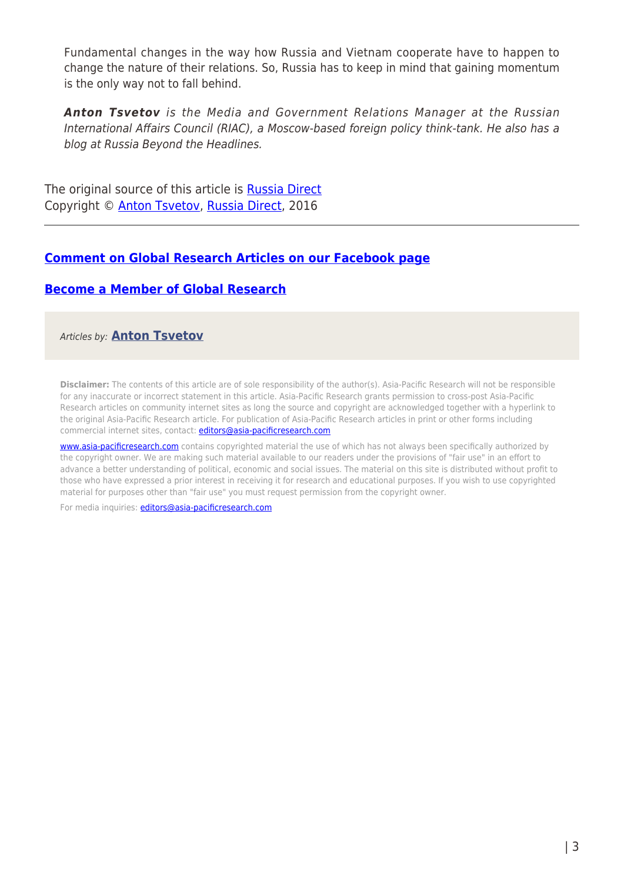Fundamental changes in the way how Russia and Vietnam cooperate have to happen to change the nature of their relations. So, Russia has to keep in mind that gaining momentum is the only way not to fall behind.

***Anton Tsvetov** is the Media and Government Relations Manager at the Russian International Affairs Council (RIAC), a Moscow-based foreign policy think-tank. He also has a blog at Russia Beyond the Headlines.*

The original source of this article is Russia Direct
Copyright © Anton Tsvetov, Russia Direct, 2016

---

**Comment on Global Research Articles on our Facebook page**

**Become a Member of Global Research**

*Articles by:* **Anton Tsvetov**

**Disclaimer:** The contents of this article are of sole responsibility of the author(s). Asia-Pacific Research will not be responsible for any inaccurate or incorrect statement in this article. Asia-Pacific Research grants permission to cross-post Asia-Pacific Research articles on community internet sites as long the source and copyright are acknowledged together with a hyperlink to the original Asia-Pacific Research article. For publication of Asia-Pacific Research articles in print or other forms including commercial internet sites, contact: editors@asia-pacificresearch.com

www.asia-pacificresearch.com contains copyrighted material the use of which has not always been specifically authorized by the copyright owner. We are making such material available to our readers under the provisions of "fair use" in an effort to advance a better understanding of political, economic and social issues. The material on this site is distributed without profit to those who have expressed a prior interest in receiving it for research and educational purposes. If you wish to use copyrighted material for purposes other than "fair use" you must request permission from the copyright owner.

For media inquiries: editors@asia-pacificresearch.com